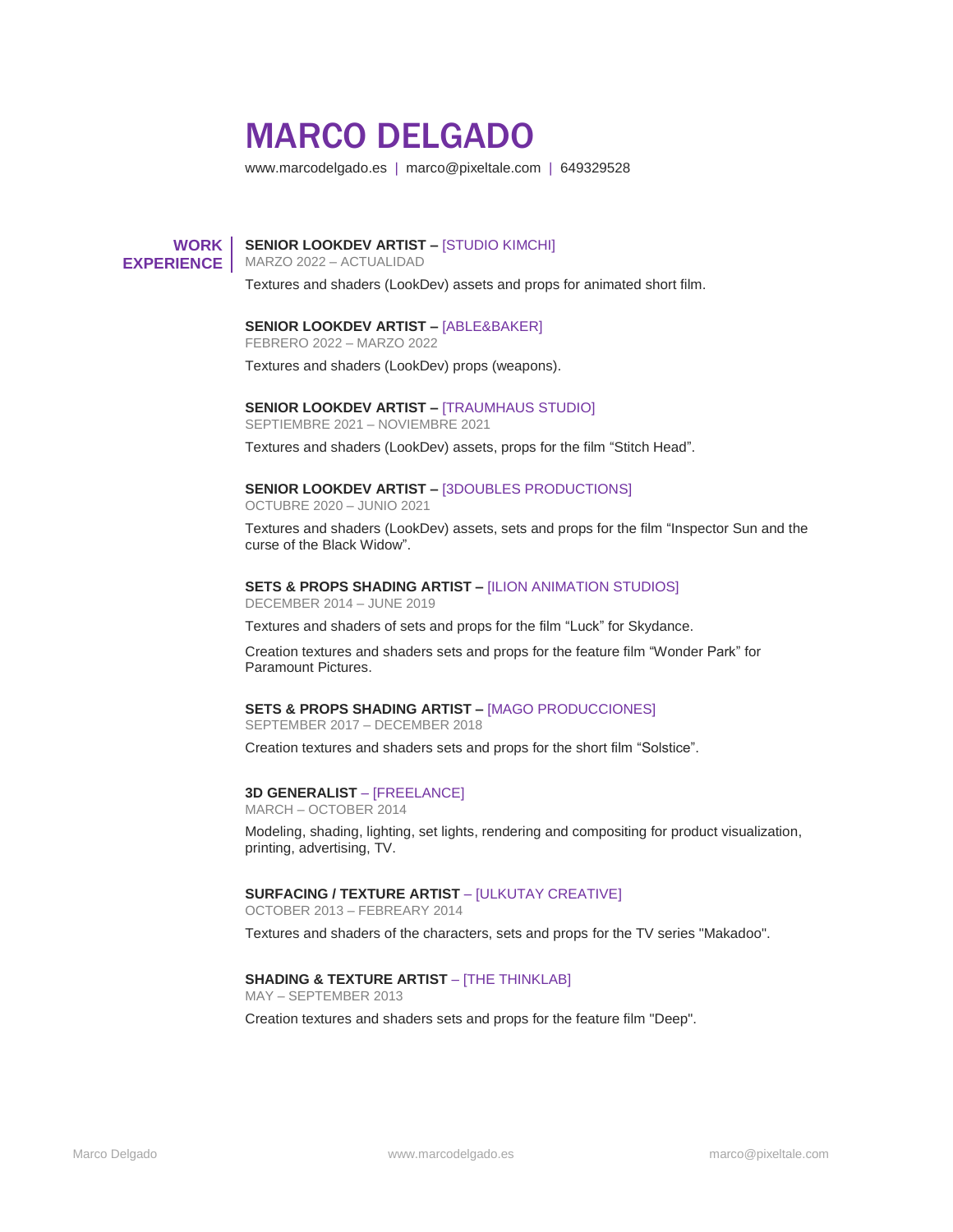# MARCO DELGADO

www.marcodelgado.es | marco@pixeltale.com | 649329528

## WORK EXPERIENCE

### SENIOR LOOKDEV ARTIST – [STUDIO KIMCHI]

MARZO 2022 – ACTUALIDAD

Textures and shaders (LookDev) assets and props for animated short film.

### SENIOR LOOKDEV ARTIST – [ABLE&BAKER]

FEBRERO 2022 – MARZO 2022

Textures and shaders (LookDev) props (weapons).

### SENIOR LOOKDEV ARTIST – [TRAUMHAUS STUDIO]

SEPTIEMBRE 2021 – NOVIEMBRE 2021

Textures and shaders (LookDev) assets, props for the film “Stitch Head”.

### SENIOR LOOKDEV ARTIST – [3DOUBLES PRODUCTIONS]

OCTUBRE 2020 – JUNIO 2021

Textures and shaders (LookDev) assets, sets and props for the film “Inspector Sun and the curse of the Black Widow”.

### SETS & PROPS SHADING ARTIST – [ILION ANIMATION STUDIOS]

DECEMBER 2014 – JUNE 2019

Textures and shaders of sets and props for the film “Luck” for Skydance.

Creation textures and shaders sets and props for the feature film “Wonder Park” for Paramount Pictures.

### SETS & PROPS SHADING ARTIST – [MAGO PRODUCCIONES]

SEPTEMBER 2017 – DECEMBER 2018

Creation textures and shaders sets and props for the short film “Solstice”.

### 3D GENERALIST – [FREELANCE]

MARCH – OCTOBER 2014

Modeling, shading, lighting, set lights, rendering and compositing for product visualization, printing, advertising, TV.

### SURFACING / TEXTURE ARTIST – [ULKUTAY CREATIVE]

OCTOBER 2013 – FEBREARY 2014

Textures and shaders of the characters, sets and props for the TV series "Makadoo".

### SHADING & TEXTURE ARTIST – [THE THINKLAB]

MAY – SEPTEMBER 2013

Creation textures and shaders sets and props for the feature film "Deep".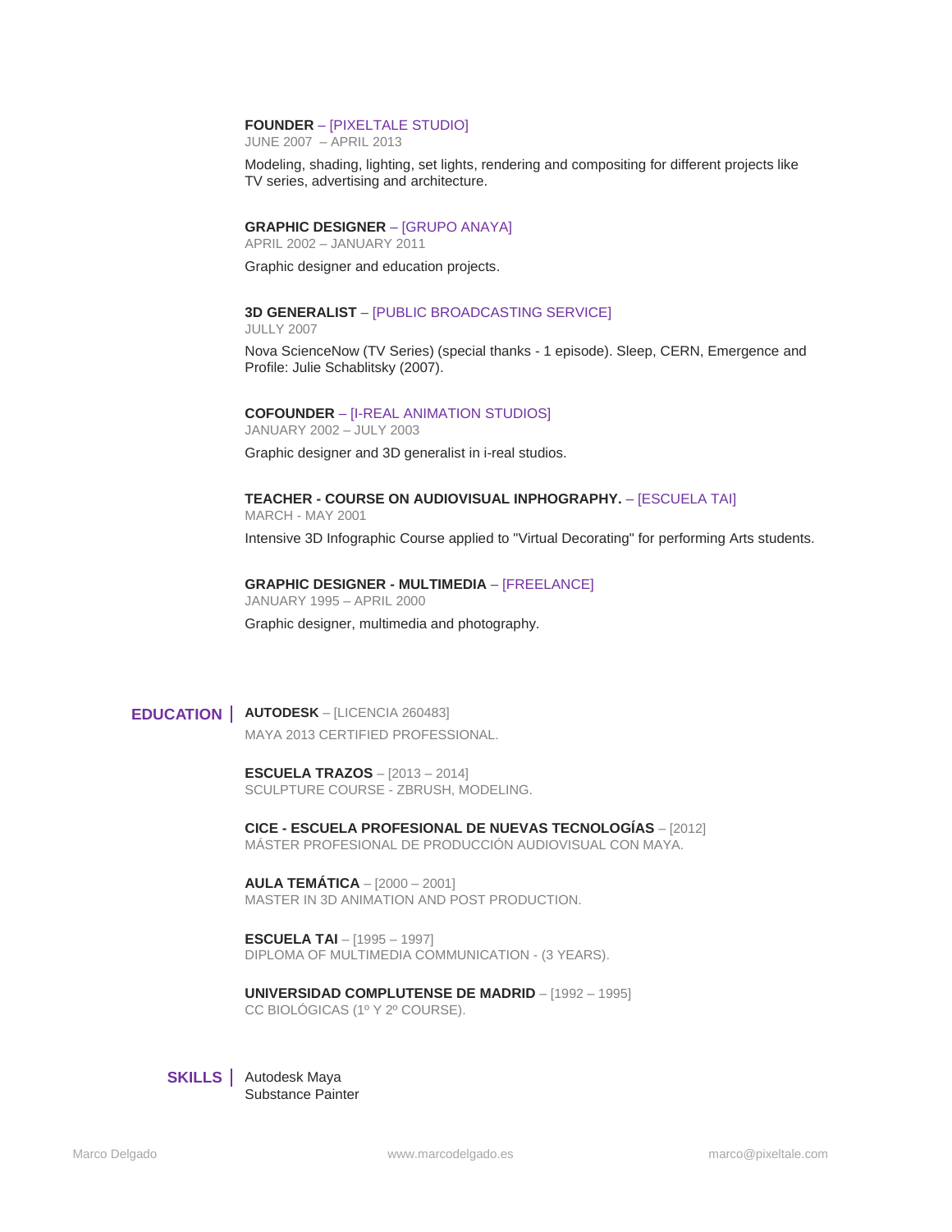**FOUNDER** – [PIXELTALE STUDIO]
JUNE 2007 – APRIL 2013

Modeling, shading, lighting, set lights, rendering and compositing for different projects like TV series, advertising and architecture.

**GRAPHIC DESIGNER** – [GRUPO ANAYA]
APRIL 2002 – JANUARY 2011

Graphic designer and education projects.

**3D GENERALIST** – [PUBLIC BROADCASTING SERVICE]
JULLY 2007

Nova ScienceNow (TV Series) (special thanks - 1 episode). Sleep, CERN, Emergence and Profile: Julie Schablitsky (2007).

**COFOUNDER** – [I-REAL ANIMATION STUDIOS]
JANUARY 2002 – JULY 2003

Graphic designer and 3D generalist in i-real studios.

**TEACHER - COURSE ON AUDIOVISUAL INPHOGRAPHY.** – [ESCUELA TAI]
MARCH - MAY 2001

Intensive 3D Infographic Course applied to "Virtual Decorating" for performing Arts students.

**GRAPHIC DESIGNER - MULTIMEDIA** – [FREELANCE]
JANUARY 1995 – APRIL 2000

Graphic designer, multimedia and photography.

## EDUCATION

**AUTODESK** – [LICENCIA 260483]
MAYA 2013 CERTIFIED PROFESSIONAL.

**ESCUELA TRAZOS** – [2013 – 2014]
SCULPTURE COURSE - ZBRUSH, MODELING.

**CICE - ESCUELA PROFESIONAL DE NUEVAS TECNOLOGÍAS** – [2012]
MÁSTER PROFESIONAL DE PRODUCCIÓN AUDIOVISUAL CON MAYA.

**AULA TEMÁTICA** – [2000 – 2001]
MASTER IN 3D ANIMATION AND POST PRODUCTION.

**ESCUELA TAI** – [1995 – 1997]
DIPLOMA OF MULTIMEDIA COMMUNICATION - (3 YEARS).

**UNIVERSIDAD COMPLUTENSE DE MADRID** – [1992 – 1995]
CC BIOLÓGICAS (1º Y 2º COURSE).

## SKILLS

Autodesk Maya
Substance Painter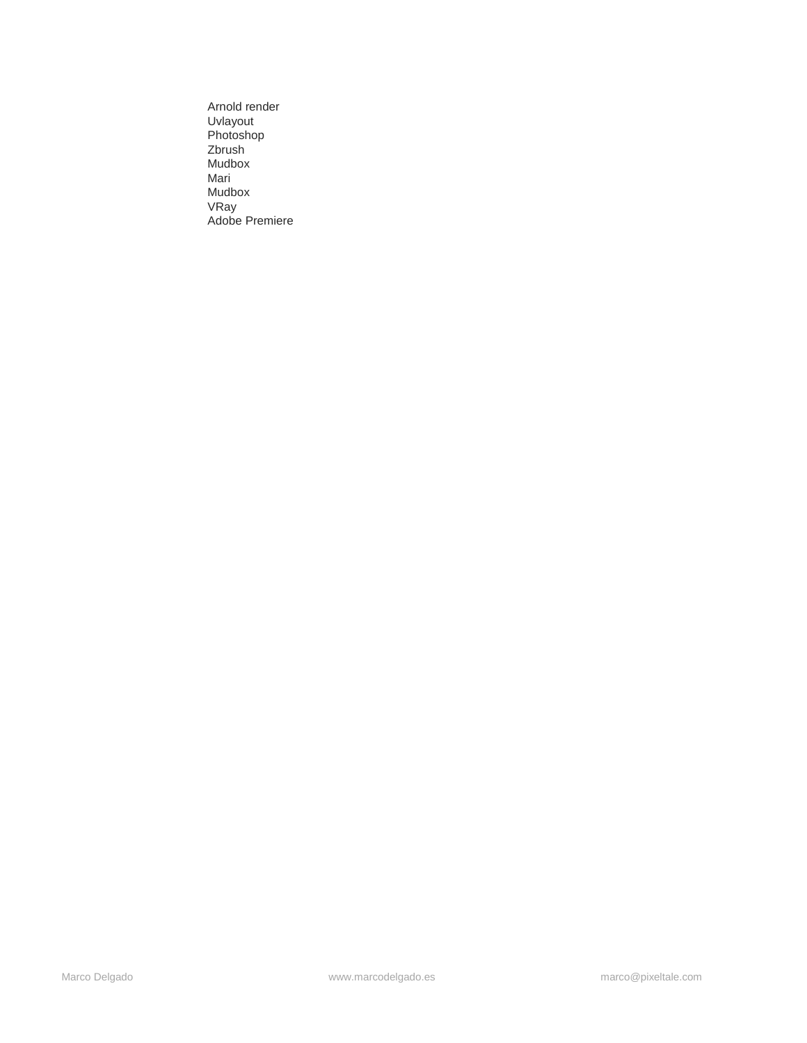Arnold render
Uvlayout
Photoshop
Zbrush
Mudbox
Mari
Mudbox
VRay
Adobe Premiere